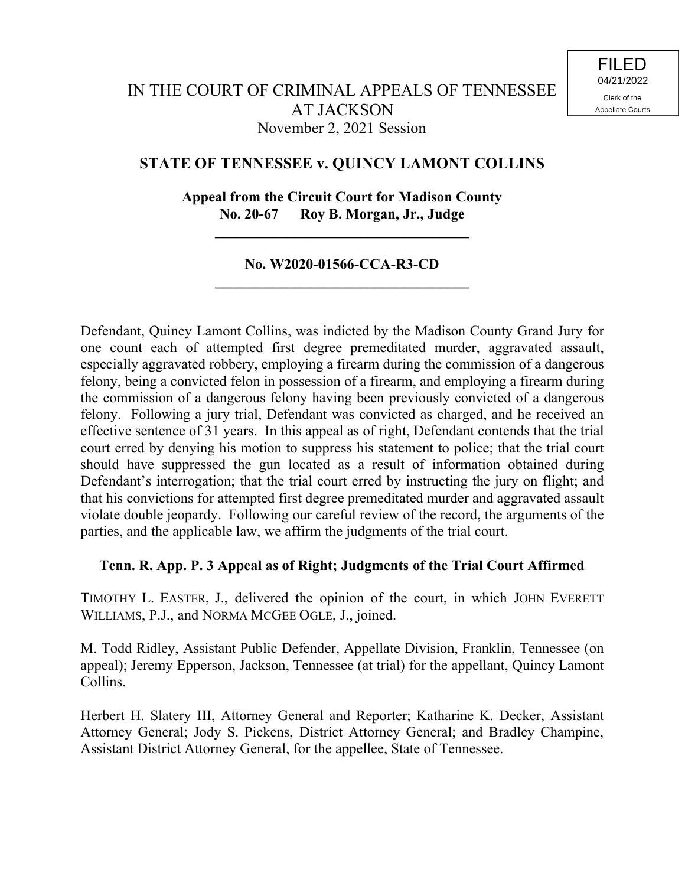FILED
04/21/2022
Clerk of the
Appellate Courts

IN THE COURT OF CRIMINAL APPEALS OF TENNESSEE
AT JACKSON
November 2, 2021 Session

**STATE OF TENNESSEE v. QUINCY LAMONT COLLINS**

**Appeal from the Circuit Court for Madison County**
**No. 20-67 Roy B. Morgan, Jr., Judge**

---

**No. W2020-01566-CCA-R3-CD**

---

Defendant, Quincy Lamont Collins, was indicted by the Madison County Grand Jury for one count each of attempted first degree premeditated murder, aggravated assault, especially aggravated robbery, employing a firearm during the commission of a dangerous felony, being a convicted felon in possession of a firearm, and employing a firearm during the commission of a dangerous felony having been previously convicted of a dangerous felony. Following a jury trial, Defendant was convicted as charged, and he received an effective sentence of 31 years. In this appeal as of right, Defendant contends that the trial court erred by denying his motion to suppress his statement to police; that the trial court should have suppressed the gun located as a result of information obtained during Defendant's interrogation; that the trial court erred by instructing the jury on flight; and that his convictions for attempted first degree premeditated murder and aggravated assault violate double jeopardy. Following our careful review of the record, the arguments of the parties, and the applicable law, we affirm the judgments of the trial court.

**Tenn. R. App. P. 3 Appeal as of Right; Judgments of the Trial Court Affirmed**

TIMOTHY L. EASTER, J., delivered the opinion of the court, in which JOHN EVERETT WILLIAMS, P.J., and NORMA MCGEE OGLE, J., joined.

M. Todd Ridley, Assistant Public Defender, Appellate Division, Franklin, Tennessee (on appeal); Jeremy Epperson, Jackson, Tennessee (at trial) for the appellant, Quincy Lamont Collins.

Herbert H. Slatery III, Attorney General and Reporter; Katharine K. Decker, Assistant Attorney General; Jody S. Pickens, District Attorney General; and Bradley Champine, Assistant District Attorney General, for the appellee, State of Tennessee.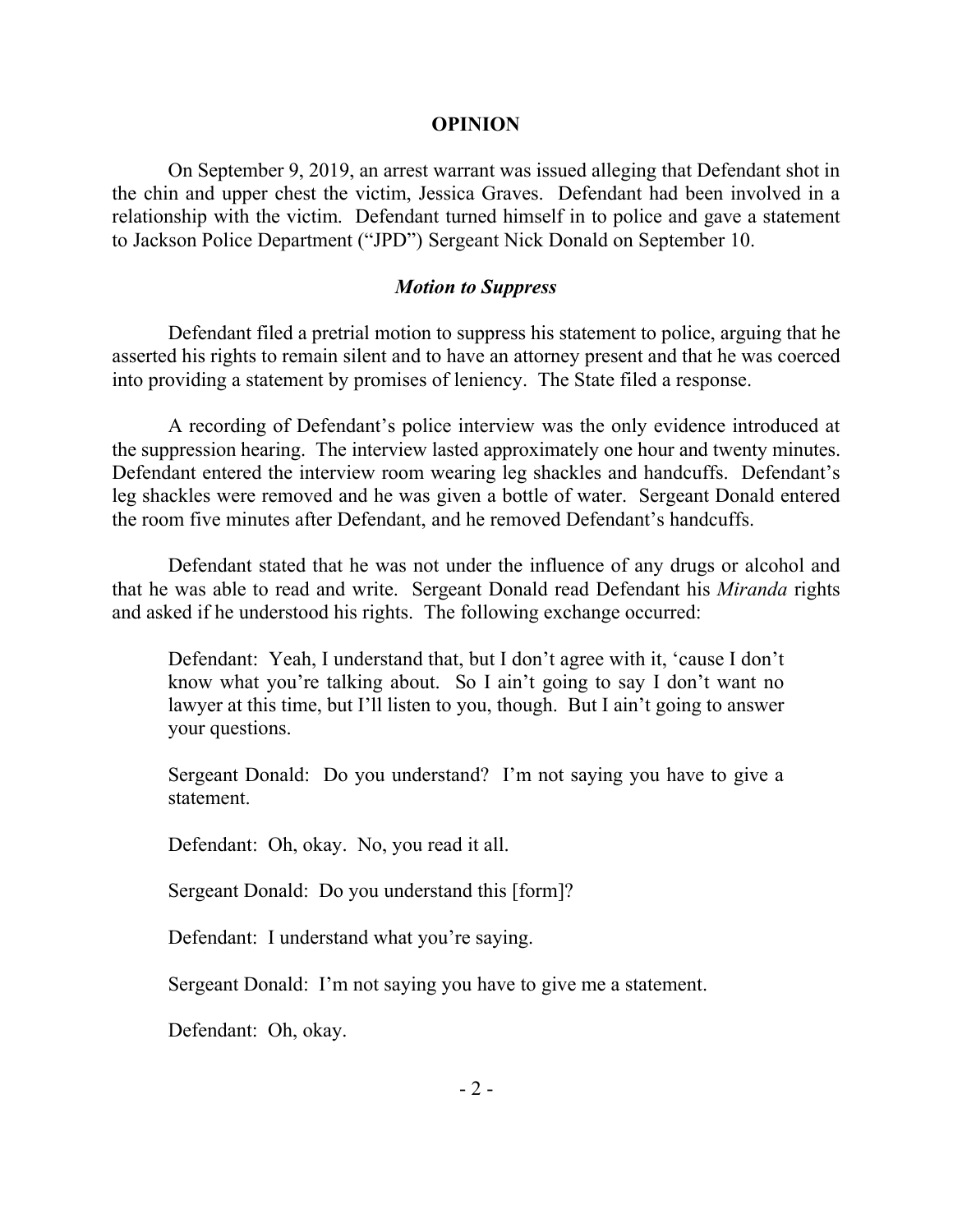## OPINION

On September 9, 2019, an arrest warrant was issued alleging that Defendant shot in the chin and upper chest the victim, Jessica Graves. Defendant had been involved in a relationship with the victim. Defendant turned himself in to police and gave a statement to Jackson Police Department ("JPD") Sergeant Nick Donald on September 10.

### *Motion to Suppress*

Defendant filed a pretrial motion to suppress his statement to police, arguing that he asserted his rights to remain silent and to have an attorney present and that he was coerced into providing a statement by promises of leniency. The State filed a response.

A recording of Defendant's police interview was the only evidence introduced at the suppression hearing. The interview lasted approximately one hour and twenty minutes. Defendant entered the interview room wearing leg shackles and handcuffs. Defendant's leg shackles were removed and he was given a bottle of water. Sergeant Donald entered the room five minutes after Defendant, and he removed Defendant's handcuffs.

Defendant stated that he was not under the influence of any drugs or alcohol and that he was able to read and write. Sergeant Donald read Defendant his *Miranda* rights and asked if he understood his rights. The following exchange occurred:

> Defendant: Yeah, I understand that, but I don't agree with it, 'cause I don't know what you're talking about. So I ain't going to say I don't want no lawyer at this time, but I'll listen to you, though. But I ain't going to answer your questions.
>
> Sergeant Donald: Do you understand? I'm not saying you have to give a statement.
>
> Defendant: Oh, okay. No, you read it all.
>
> Sergeant Donald: Do you understand this [form]?
>
> Defendant: I understand what you're saying.
>
> Sergeant Donald: I'm not saying you have to give me a statement.
>
> Defendant: Oh, okay.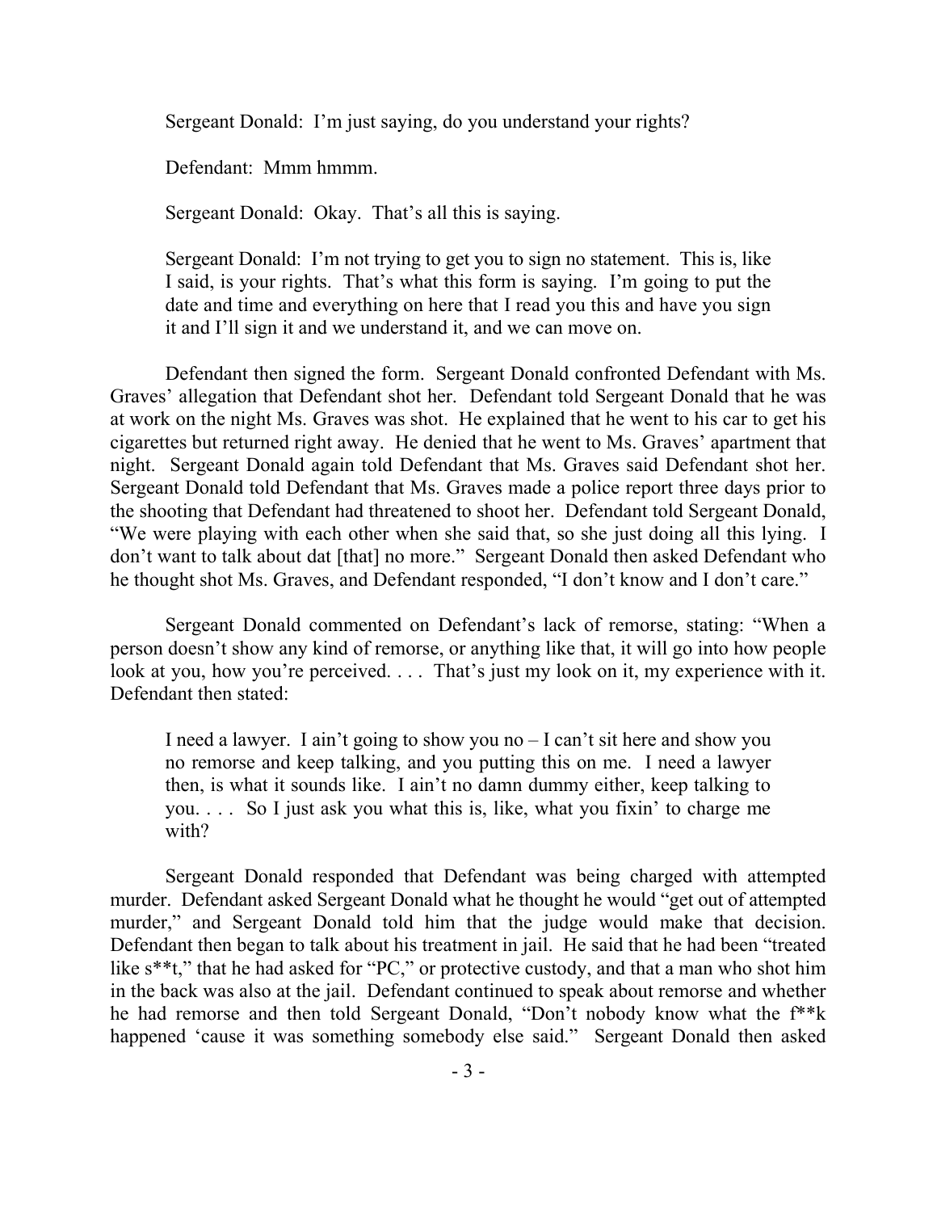> Sergeant Donald: I'm just saying, do you understand your rights?
>
> Defendant: Mmm hmmm.
>
> Sergeant Donald: Okay. That's all this is saying.
>
> Sergeant Donald: I'm not trying to get you to sign no statement. This is, like I said, is your rights. That's what this form is saying. I'm going to put the date and time and everything on here that I read you this and have you sign it and I'll sign it and we understand it, and we can move on.

Defendant then signed the form. Sergeant Donald confronted Defendant with Ms. Graves' allegation that Defendant shot her. Defendant told Sergeant Donald that he was at work on the night Ms. Graves was shot. He explained that he went to his car to get his cigarettes but returned right away. He denied that he went to Ms. Graves' apartment that night. Sergeant Donald again told Defendant that Ms. Graves said Defendant shot her. Sergeant Donald told Defendant that Ms. Graves made a police report three days prior to the shooting that Defendant had threatened to shoot her. Defendant told Sergeant Donald, "We were playing with each other when she said that, so she just doing all this lying. I don't want to talk about dat [that] no more." Sergeant Donald then asked Defendant who he thought shot Ms. Graves, and Defendant responded, "I don't know and I don't care."

Sergeant Donald commented on Defendant's lack of remorse, stating: "When a person doesn't show any kind of remorse, or anything like that, it will go into how people look at you, how you're perceived. . . . That's just my look on it, my experience with it. Defendant then stated:

> I need a lawyer. I ain't going to show you no – I can't sit here and show you no remorse and keep talking, and you putting this on me. I need a lawyer then, is what it sounds like. I ain't no damn dummy either, keep talking to you. . . . So I just ask you what this is, like, what you fixin' to charge me with?

Sergeant Donald responded that Defendant was being charged with attempted murder. Defendant asked Sergeant Donald what he thought he would "get out of attempted murder," and Sergeant Donald told him that the judge would make that decision. Defendant then began to talk about his treatment in jail. He said that he had been "treated like s**t," that he had asked for "PC," or protective custody, and that a man who shot him in the back was also at the jail. Defendant continued to speak about remorse and whether he had remorse and then told Sergeant Donald, "Don't nobody know what the f**k happened 'cause it was something somebody else said." Sergeant Donald then asked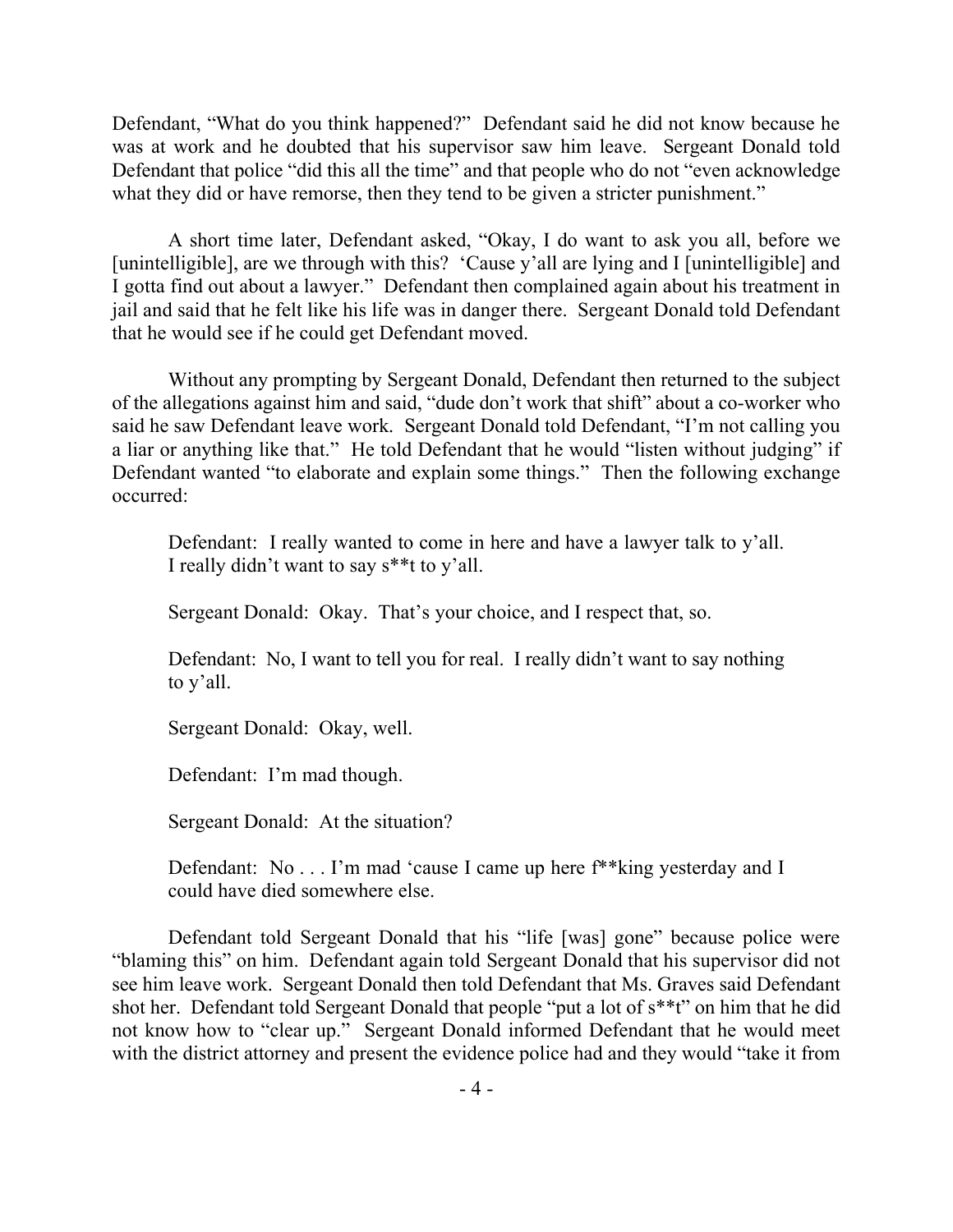Defendant, "What do you think happened?" Defendant said he did not know because he was at work and he doubted that his supervisor saw him leave. Sergeant Donald told Defendant that police "did this all the time" and that people who do not "even acknowledge what they did or have remorse, then they tend to be given a stricter punishment."

A short time later, Defendant asked, "Okay, I do want to ask you all, before we [unintelligible], are we through with this? 'Cause y'all are lying and I [unintelligible] and I gotta find out about a lawyer." Defendant then complained again about his treatment in jail and said that he felt like his life was in danger there. Sergeant Donald told Defendant that he would see if he could get Defendant moved.

Without any prompting by Sergeant Donald, Defendant then returned to the subject of the allegations against him and said, "dude don't work that shift" about a co-worker who said he saw Defendant leave work. Sergeant Donald told Defendant, "I'm not calling you a liar or anything like that." He told Defendant that he would "listen without judging" if Defendant wanted "to elaborate and explain some things." Then the following exchange occurred:

> Defendant: I really wanted to come in here and have a lawyer talk to y'all. I really didn't want to say s**t to y'all.
>
> Sergeant Donald: Okay. That's your choice, and I respect that, so.
>
> Defendant: No, I want to tell you for real. I really didn't want to say nothing to y'all.
>
> Sergeant Donald: Okay, well.
>
> Defendant: I'm mad though.
>
> Sergeant Donald: At the situation?
>
> Defendant: No . . . I'm mad 'cause I came up here f**king yesterday and I could have died somewhere else.

Defendant told Sergeant Donald that his "life [was] gone" because police were "blaming this" on him. Defendant again told Sergeant Donald that his supervisor did not see him leave work. Sergeant Donald then told Defendant that Ms. Graves said Defendant shot her. Defendant told Sergeant Donald that people "put a lot of s**t" on him that he did not know how to "clear up." Sergeant Donald informed Defendant that he would meet with the district attorney and present the evidence police had and they would "take it from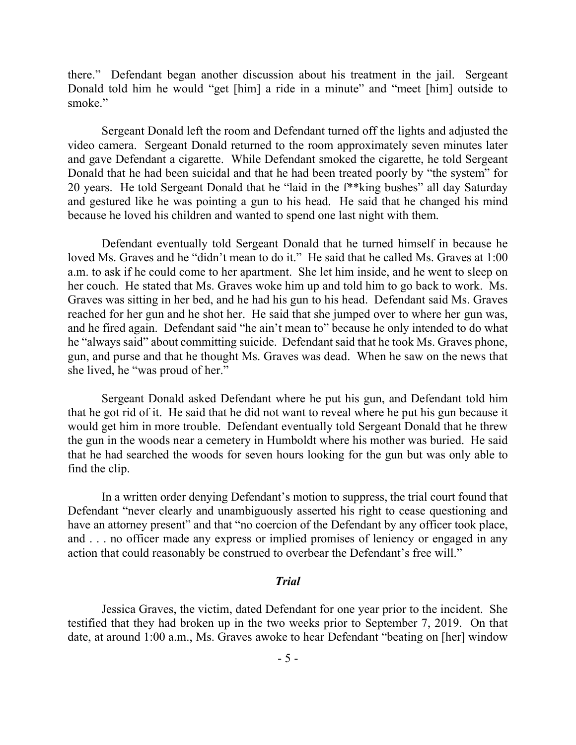there." Defendant began another discussion about his treatment in the jail. Sergeant Donald told him he would "get [him] a ride in a minute" and "meet [him] outside to smoke."

Sergeant Donald left the room and Defendant turned off the lights and adjusted the video camera. Sergeant Donald returned to the room approximately seven minutes later and gave Defendant a cigarette. While Defendant smoked the cigarette, he told Sergeant Donald that he had been suicidal and that he had been treated poorly by "the system" for 20 years. He told Sergeant Donald that he "laid in the f**king bushes" all day Saturday and gestured like he was pointing a gun to his head. He said that he changed his mind because he loved his children and wanted to spend one last night with them.

Defendant eventually told Sergeant Donald that he turned himself in because he loved Ms. Graves and he "didn't mean to do it." He said that he called Ms. Graves at 1:00 a.m. to ask if he could come to her apartment. She let him inside, and he went to sleep on her couch. He stated that Ms. Graves woke him up and told him to go back to work. Ms. Graves was sitting in her bed, and he had his gun to his head. Defendant said Ms. Graves reached for her gun and he shot her. He said that she jumped over to where her gun was, and he fired again. Defendant said "he ain't mean to" because he only intended to do what he "always said" about committing suicide. Defendant said that he took Ms. Graves phone, gun, and purse and that he thought Ms. Graves was dead. When he saw on the news that she lived, he "was proud of her."

Sergeant Donald asked Defendant where he put his gun, and Defendant told him that he got rid of it. He said that he did not want to reveal where he put his gun because it would get him in more trouble. Defendant eventually told Sergeant Donald that he threw the gun in the woods near a cemetery in Humboldt where his mother was buried. He said that he had searched the woods for seven hours looking for the gun but was only able to find the clip.

In a written order denying Defendant's motion to suppress, the trial court found that Defendant "never clearly and unambiguously asserted his right to cease questioning and have an attorney present" and that "no coercion of the Defendant by any officer took place, and . . . no officer made any express or implied promises of leniency or engaged in any action that could reasonably be construed to overbear the Defendant's free will."

### *Trial*

Jessica Graves, the victim, dated Defendant for one year prior to the incident. She testified that they had broken up in the two weeks prior to September 7, 2019. On that date, at around 1:00 a.m., Ms. Graves awoke to hear Defendant "beating on [her] window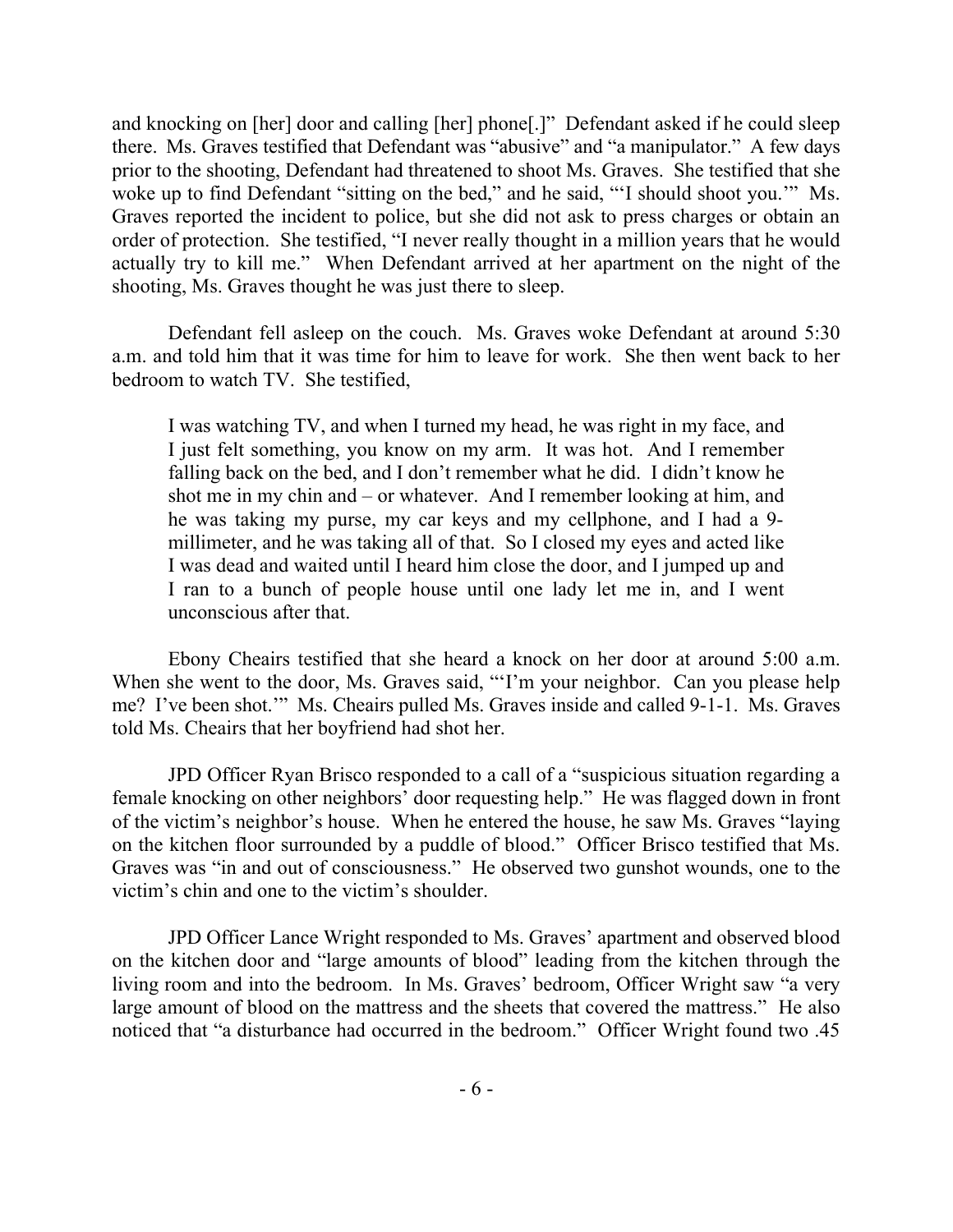and knocking on [her] door and calling [her] phone[.]" Defendant asked if he could sleep there. Ms. Graves testified that Defendant was "abusive" and "a manipulator." A few days prior to the shooting, Defendant had threatened to shoot Ms. Graves. She testified that she woke up to find Defendant "sitting on the bed," and he said, "'I should shoot you.'" Ms. Graves reported the incident to police, but she did not ask to press charges or obtain an order of protection. She testified, "I never really thought in a million years that he would actually try to kill me." When Defendant arrived at her apartment on the night of the shooting, Ms. Graves thought he was just there to sleep.

Defendant fell asleep on the couch. Ms. Graves woke Defendant at around 5:30 a.m. and told him that it was time for him to leave for work. She then went back to her bedroom to watch TV. She testified,

> I was watching TV, and when I turned my head, he was right in my face, and I just felt something, you know on my arm. It was hot. And I remember falling back on the bed, and I don't remember what he did. I didn't know he shot me in my chin and – or whatever. And I remember looking at him, and he was taking my purse, my car keys and my cellphone, and I had a 9-millimeter, and he was taking all of that. So I closed my eyes and acted like I was dead and waited until I heard him close the door, and I jumped up and I ran to a bunch of people house until one lady let me in, and I went unconscious after that.

Ebony Cheairs testified that she heard a knock on her door at around 5:00 a.m. When she went to the door, Ms. Graves said, "'I'm your neighbor. Can you please help me? I've been shot.'" Ms. Cheairs pulled Ms. Graves inside and called 9-1-1. Ms. Graves told Ms. Cheairs that her boyfriend had shot her.

JPD Officer Ryan Brisco responded to a call of a "suspicious situation regarding a female knocking on other neighbors' door requesting help." He was flagged down in front of the victim's neighbor's house. When he entered the house, he saw Ms. Graves "laying on the kitchen floor surrounded by a puddle of blood." Officer Brisco testified that Ms. Graves was "in and out of consciousness." He observed two gunshot wounds, one to the victim's chin and one to the victim's shoulder.

JPD Officer Lance Wright responded to Ms. Graves' apartment and observed blood on the kitchen door and "large amounts of blood" leading from the kitchen through the living room and into the bedroom. In Ms. Graves' bedroom, Officer Wright saw "a very large amount of blood on the mattress and the sheets that covered the mattress." He also noticed that "a disturbance had occurred in the bedroom." Officer Wright found two .45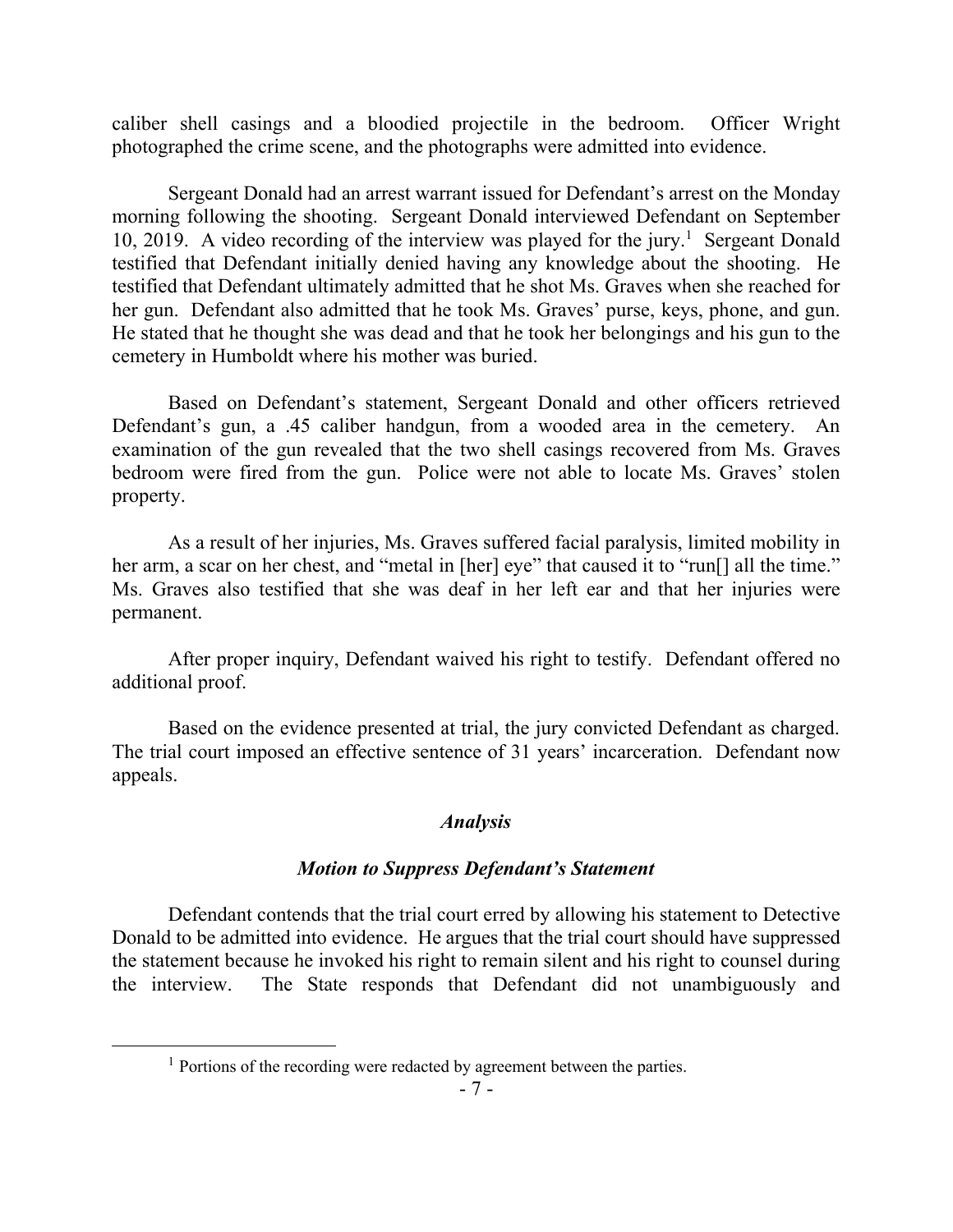caliber shell casings and a bloodied projectile in the bedroom. Officer Wright photographed the crime scene, and the photographs were admitted into evidence.

Sergeant Donald had an arrest warrant issued for Defendant's arrest on the Monday morning following the shooting. Sergeant Donald interviewed Defendant on September 10, 2019. A video recording of the interview was played for the jury.[1] Sergeant Donald testified that Defendant initially denied having any knowledge about the shooting. He testified that Defendant ultimately admitted that he shot Ms. Graves when she reached for her gun. Defendant also admitted that he took Ms. Graves' purse, keys, phone, and gun. He stated that he thought she was dead and that he took her belongings and his gun to the cemetery in Humboldt where his mother was buried.

Based on Defendant's statement, Sergeant Donald and other officers retrieved Defendant's gun, a .45 caliber handgun, from a wooded area in the cemetery. An examination of the gun revealed that the two shell casings recovered from Ms. Graves bedroom were fired from the gun. Police were not able to locate Ms. Graves' stolen property.

As a result of her injuries, Ms. Graves suffered facial paralysis, limited mobility in her arm, a scar on her chest, and "metal in [her] eye" that caused it to "run[] all the time." Ms. Graves also testified that she was deaf in her left ear and that her injuries were permanent.

After proper inquiry, Defendant waived his right to testify. Defendant offered no additional proof.

Based on the evidence presented at trial, the jury convicted Defendant as charged. The trial court imposed an effective sentence of 31 years' incarceration. Defendant now appeals.

## *Analysis*

### *Motion to Suppress Defendant's Statement*

Defendant contends that the trial court erred by allowing his statement to Detective Donald to be admitted into evidence. He argues that the trial court should have suppressed the statement because he invoked his right to remain silent and his right to counsel during the interview. The State responds that Defendant did not unambiguously and

[1] Portions of the recording were redacted by agreement between the parties.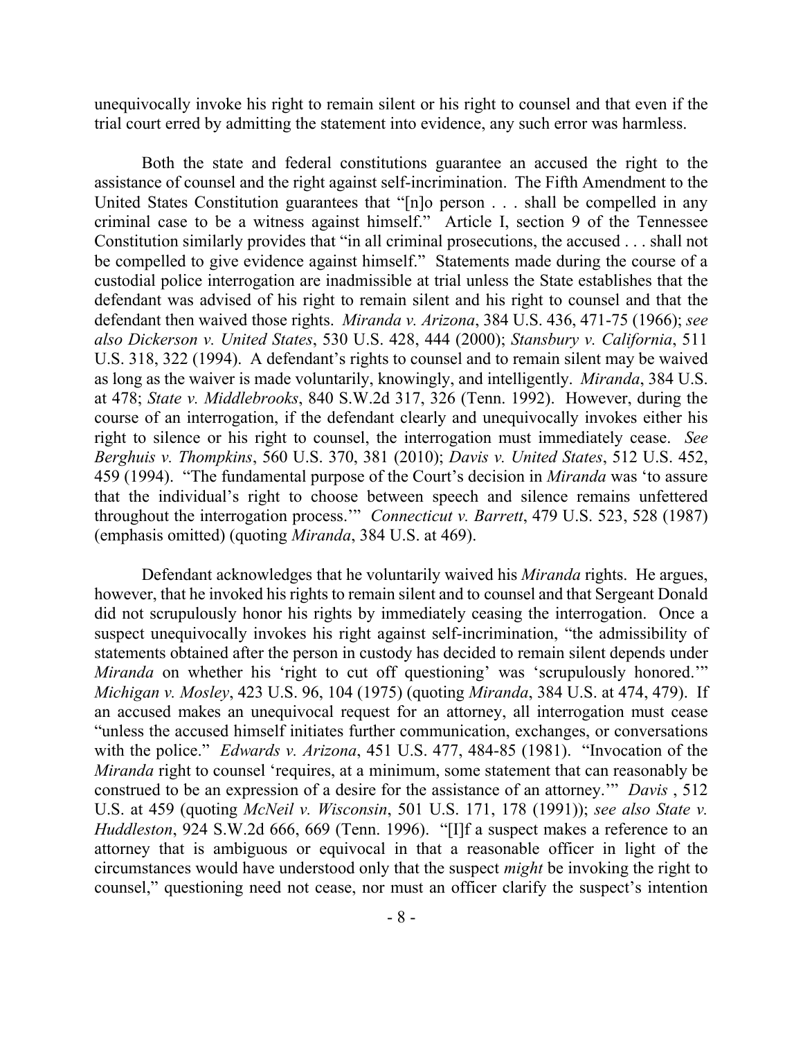unequivocally invoke his right to remain silent or his right to counsel and that even if the trial court erred by admitting the statement into evidence, any such error was harmless.

Both the state and federal constitutions guarantee an accused the right to the assistance of counsel and the right against self-incrimination. The Fifth Amendment to the United States Constitution guarantees that "[n]o person . . . shall be compelled in any criminal case to be a witness against himself." Article I, section 9 of the Tennessee Constitution similarly provides that "in all criminal prosecutions, the accused . . . shall not be compelled to give evidence against himself." Statements made during the course of a custodial police interrogation are inadmissible at trial unless the State establishes that the defendant was advised of his right to remain silent and his right to counsel and that the defendant then waived those rights. *Miranda v. Arizona*, 384 U.S. 436, 471-75 (1966); *see also Dickerson v. United States*, 530 U.S. 428, 444 (2000); *Stansbury v. California*, 511 U.S. 318, 322 (1994). A defendant's rights to counsel and to remain silent may be waived as long as the waiver is made voluntarily, knowingly, and intelligently. *Miranda*, 384 U.S. at 478; *State v. Middlebrooks*, 840 S.W.2d 317, 326 (Tenn. 1992). However, during the course of an interrogation, if the defendant clearly and unequivocally invokes either his right to silence or his right to counsel, the interrogation must immediately cease. *See Berghuis v. Thompkins*, 560 U.S. 370, 381 (2010); *Davis v. United States*, 512 U.S. 452, 459 (1994). "The fundamental purpose of the Court's decision in *Miranda* was 'to assure that the individual's right to choose between speech and silence remains unfettered throughout the interrogation process.'" *Connecticut v. Barrett*, 479 U.S. 523, 528 (1987) (emphasis omitted) (quoting *Miranda*, 384 U.S. at 469).

Defendant acknowledges that he voluntarily waived his *Miranda* rights. He argues, however, that he invoked his rights to remain silent and to counsel and that Sergeant Donald did not scrupulously honor his rights by immediately ceasing the interrogation. Once a suspect unequivocally invokes his right against self-incrimination, "the admissibility of statements obtained after the person in custody has decided to remain silent depends under *Miranda* on whether his 'right to cut off questioning' was 'scrupulously honored.'" *Michigan v. Mosley*, 423 U.S. 96, 104 (1975) (quoting *Miranda*, 384 U.S. at 474, 479). If an accused makes an unequivocal request for an attorney, all interrogation must cease "unless the accused himself initiates further communication, exchanges, or conversations with the police." *Edwards v. Arizona*, 451 U.S. 477, 484-85 (1981). "Invocation of the *Miranda* right to counsel 'requires, at a minimum, some statement that can reasonably be construed to be an expression of a desire for the assistance of an attorney.'" *Davis* , 512 U.S. at 459 (quoting *McNeil v. Wisconsin*, 501 U.S. 171, 178 (1991)); *see also State v. Huddleston*, 924 S.W.2d 666, 669 (Tenn. 1996). "[I]f a suspect makes a reference to an attorney that is ambiguous or equivocal in that a reasonable officer in light of the circumstances would have understood only that the suspect *might* be invoking the right to counsel," questioning need not cease, nor must an officer clarify the suspect's intention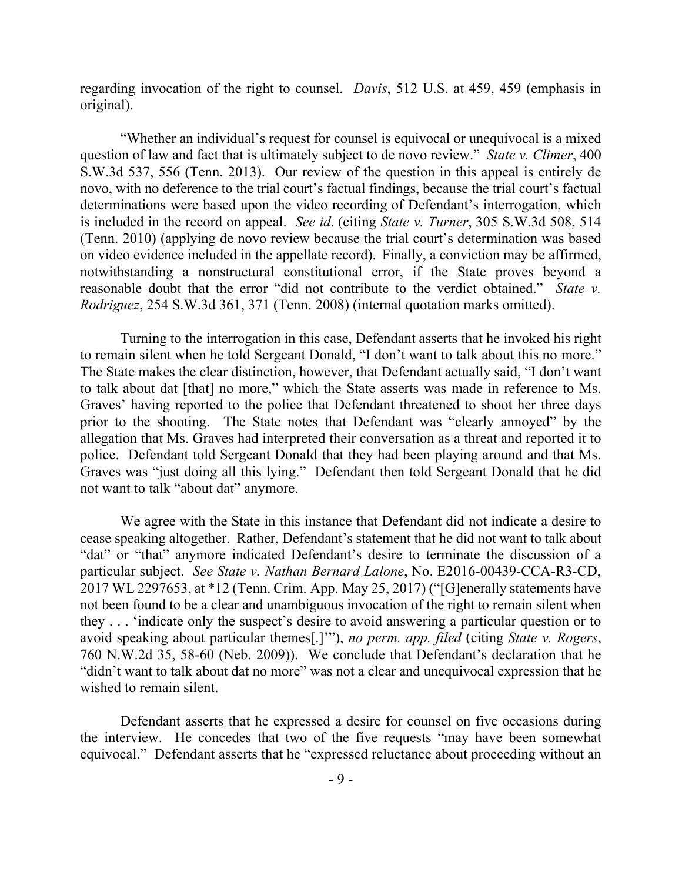regarding invocation of the right to counsel. *Davis*, 512 U.S. at 459, 459 (emphasis in original).

"Whether an individual's request for counsel is equivocal or unequivocal is a mixed question of law and fact that is ultimately subject to de novo review." *State v. Climer*, 400 S.W.3d 537, 556 (Tenn. 2013). Our review of the question in this appeal is entirely de novo, with no deference to the trial court's factual findings, because the trial court's factual determinations were based upon the video recording of Defendant's interrogation, which is included in the record on appeal. *See id*. (citing *State v. Turner*, 305 S.W.3d 508, 514 (Tenn. 2010) (applying de novo review because the trial court's determination was based on video evidence included in the appellate record). Finally, a conviction may be affirmed, notwithstanding a nonstructural constitutional error, if the State proves beyond a reasonable doubt that the error "did not contribute to the verdict obtained." *State v. Rodriguez*, 254 S.W.3d 361, 371 (Tenn. 2008) (internal quotation marks omitted).

Turning to the interrogation in this case, Defendant asserts that he invoked his right to remain silent when he told Sergeant Donald, "I don't want to talk about this no more." The State makes the clear distinction, however, that Defendant actually said, "I don't want to talk about dat [that] no more," which the State asserts was made in reference to Ms. Graves' having reported to the police that Defendant threatened to shoot her three days prior to the shooting. The State notes that Defendant was "clearly annoyed" by the allegation that Ms. Graves had interpreted their conversation as a threat and reported it to police. Defendant told Sergeant Donald that they had been playing around and that Ms. Graves was "just doing all this lying." Defendant then told Sergeant Donald that he did not want to talk "about dat" anymore.

We agree with the State in this instance that Defendant did not indicate a desire to cease speaking altogether. Rather, Defendant's statement that he did not want to talk about "dat" or "that" anymore indicated Defendant's desire to terminate the discussion of a particular subject. *See State v. Nathan Bernard Lalone*, No. E2016-00439-CCA-R3-CD, 2017 WL 2297653, at *12 (Tenn. Crim. App. May 25, 2017) ("[G]enerally statements have not been found to be a clear and unambiguous invocation of the right to remain silent when they . . . 'indicate only the suspect's desire to avoid answering a particular question or to avoid speaking about particular themes[.]'"), *no perm. app. filed* (citing *State v. Rogers*, 760 N.W.2d 35, 58-60 (Neb. 2009)). We conclude that Defendant's declaration that he "didn't want to talk about dat no more" was not a clear and unequivocal expression that he wished to remain silent.

Defendant asserts that he expressed a desire for counsel on five occasions during the interview. He concedes that two of the five requests "may have been somewhat equivocal." Defendant asserts that he "expressed reluctance about proceeding without an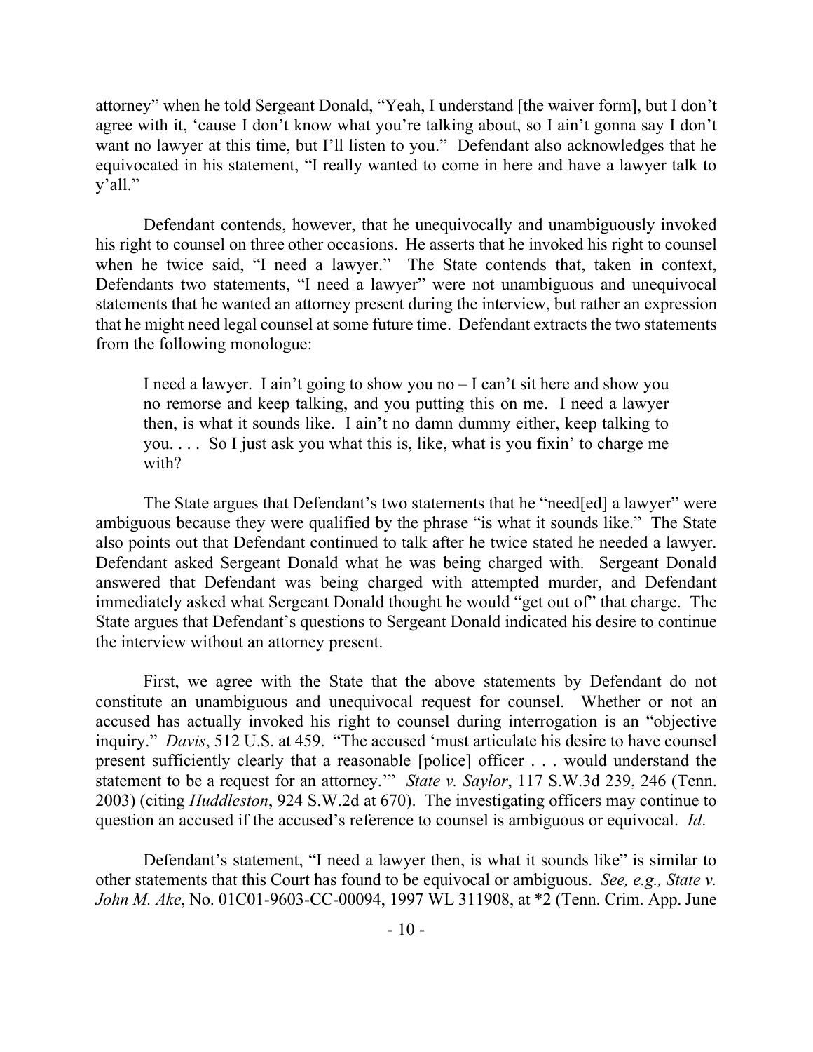attorney" when he told Sergeant Donald, "Yeah, I understand [the waiver form], but I don't agree with it, 'cause I don't know what you're talking about, so I ain't gonna say I don't want no lawyer at this time, but I'll listen to you." Defendant also acknowledges that he equivocated in his statement, "I really wanted to come in here and have a lawyer talk to y'all."

Defendant contends, however, that he unequivocally and unambiguously invoked his right to counsel on three other occasions. He asserts that he invoked his right to counsel when he twice said, "I need a lawyer." The State contends that, taken in context, Defendants two statements, "I need a lawyer" were not unambiguous and unequivocal statements that he wanted an attorney present during the interview, but rather an expression that he might need legal counsel at some future time. Defendant extracts the two statements from the following monologue:

> I need a lawyer. I ain't going to show you no – I can't sit here and show you no remorse and keep talking, and you putting this on me. I need a lawyer then, is what it sounds like. I ain't no damn dummy either, keep talking to you. . . . So I just ask you what this is, like, what is you fixin' to charge me with?

The State argues that Defendant's two statements that he "need[ed] a lawyer" were ambiguous because they were qualified by the phrase "is what it sounds like." The State also points out that Defendant continued to talk after he twice stated he needed a lawyer. Defendant asked Sergeant Donald what he was being charged with. Sergeant Donald answered that Defendant was being charged with attempted murder, and Defendant immediately asked what Sergeant Donald thought he would "get out of" that charge. The State argues that Defendant's questions to Sergeant Donald indicated his desire to continue the interview without an attorney present.

First, we agree with the State that the above statements by Defendant do not constitute an unambiguous and unequivocal request for counsel. Whether or not an accused has actually invoked his right to counsel during interrogation is an "objective inquiry." *Davis*, 512 U.S. at 459. "The accused 'must articulate his desire to have counsel present sufficiently clearly that a reasonable [police] officer . . . would understand the statement to be a request for an attorney.'" *State v. Saylor*, 117 S.W.3d 239, 246 (Tenn. 2003) (citing *Huddleston*, 924 S.W.2d at 670). The investigating officers may continue to question an accused if the accused's reference to counsel is ambiguous or equivocal. *Id*.

Defendant's statement, "I need a lawyer then, is what it sounds like" is similar to other statements that this Court has found to be equivocal or ambiguous. *See, e.g., State v. John M. Ake*, No. 01C01-9603-CC-00094, 1997 WL 311908, at *2 (Tenn. Crim. App. June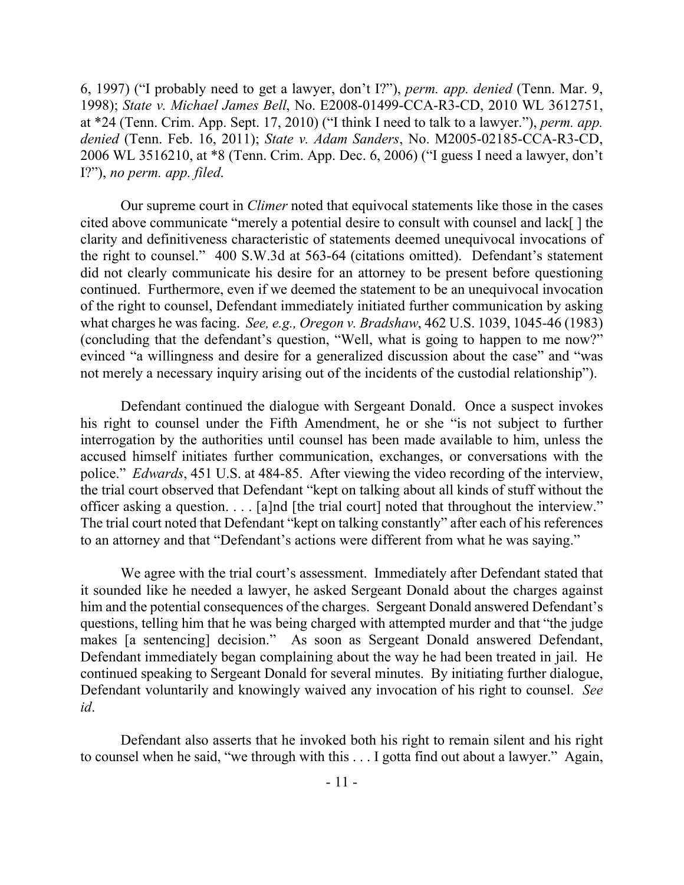6, 1997) ("I probably need to get a lawyer, don't I?"), *perm. app. denied* (Tenn. Mar. 9, 1998); *State v. Michael James Bell*, No. E2008-01499-CCA-R3-CD, 2010 WL 3612751, at *24 (Tenn. Crim. App. Sept. 17, 2010) ("I think I need to talk to a lawyer."), *perm. app. denied* (Tenn. Feb. 16, 2011); *State v. Adam Sanders*, No. M2005-02185-CCA-R3-CD, 2006 WL 3516210, at *8 (Tenn. Crim. App. Dec. 6, 2006) ("I guess I need a lawyer, don't I?"), *no perm. app. filed*.

Our supreme court in *Climer* noted that equivocal statements like those in the cases cited above communicate "merely a potential desire to consult with counsel and lack[ ] the clarity and definitiveness characteristic of statements deemed unequivocal invocations of the right to counsel." 400 S.W.3d at 563-64 (citations omitted). Defendant's statement did not clearly communicate his desire for an attorney to be present before questioning continued. Furthermore, even if we deemed the statement to be an unequivocal invocation of the right to counsel, Defendant immediately initiated further communication by asking what charges he was facing. *See, e.g., Oregon v. Bradshaw*, 462 U.S. 1039, 1045-46 (1983) (concluding that the defendant's question, "Well, what is going to happen to me now?" evinced "a willingness and desire for a generalized discussion about the case" and "was not merely a necessary inquiry arising out of the incidents of the custodial relationship").

Defendant continued the dialogue with Sergeant Donald. Once a suspect invokes his right to counsel under the Fifth Amendment, he or she "is not subject to further interrogation by the authorities until counsel has been made available to him, unless the accused himself initiates further communication, exchanges, or conversations with the police." *Edwards*, 451 U.S. at 484-85. After viewing the video recording of the interview, the trial court observed that Defendant "kept on talking about all kinds of stuff without the officer asking a question. . . . [a]nd [the trial court] noted that throughout the interview." The trial court noted that Defendant "kept on talking constantly" after each of his references to an attorney and that "Defendant's actions were different from what he was saying."

We agree with the trial court's assessment. Immediately after Defendant stated that it sounded like he needed a lawyer, he asked Sergeant Donald about the charges against him and the potential consequences of the charges. Sergeant Donald answered Defendant's questions, telling him that he was being charged with attempted murder and that "the judge makes [a sentencing] decision." As soon as Sergeant Donald answered Defendant, Defendant immediately began complaining about the way he had been treated in jail. He continued speaking to Sergeant Donald for several minutes. By initiating further dialogue, Defendant voluntarily and knowingly waived any invocation of his right to counsel. *See id*.

Defendant also asserts that he invoked both his right to remain silent and his right to counsel when he said, "we through with this . . . I gotta find out about a lawyer." Again,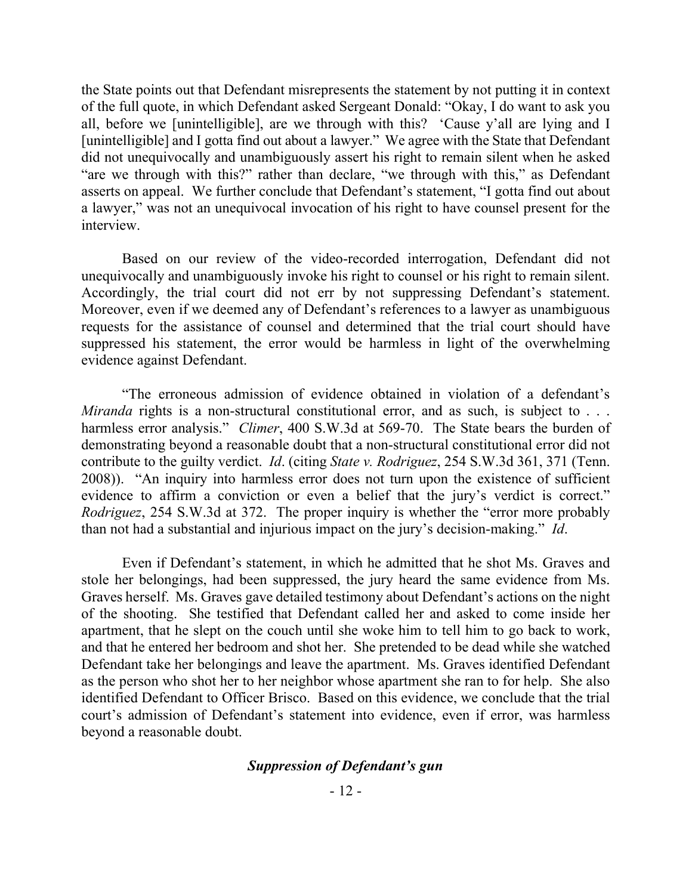the State points out that Defendant misrepresents the statement by not putting it in context of the full quote, in which Defendant asked Sergeant Donald: "Okay, I do want to ask you all, before we [unintelligible], are we through with this? 'Cause y'all are lying and I [unintelligible] and I gotta find out about a lawyer." We agree with the State that Defendant did not unequivocally and unambiguously assert his right to remain silent when he asked "are we through with this?" rather than declare, "we through with this," as Defendant asserts on appeal. We further conclude that Defendant's statement, "I gotta find out about a lawyer," was not an unequivocal invocation of his right to have counsel present for the interview.

Based on our review of the video-recorded interrogation, Defendant did not unequivocally and unambiguously invoke his right to counsel or his right to remain silent. Accordingly, the trial court did not err by not suppressing Defendant's statement. Moreover, even if we deemed any of Defendant's references to a lawyer as unambiguous requests for the assistance of counsel and determined that the trial court should have suppressed his statement, the error would be harmless in light of the overwhelming evidence against Defendant.

"The erroneous admission of evidence obtained in violation of a defendant's *Miranda* rights is a non-structural constitutional error, and as such, is subject to . . . harmless error analysis." *Climer*, 400 S.W.3d at 569-70. The State bears the burden of demonstrating beyond a reasonable doubt that a non-structural constitutional error did not contribute to the guilty verdict. *Id*. (citing *State v. Rodriguez*, 254 S.W.3d 361, 371 (Tenn. 2008)). "An inquiry into harmless error does not turn upon the existence of sufficient evidence to affirm a conviction or even a belief that the jury's verdict is correct." *Rodriguez*, 254 S.W.3d at 372. The proper inquiry is whether the "error more probably than not had a substantial and injurious impact on the jury's decision-making." *Id*.

Even if Defendant's statement, in which he admitted that he shot Ms. Graves and stole her belongings, had been suppressed, the jury heard the same evidence from Ms. Graves herself. Ms. Graves gave detailed testimony about Defendant's actions on the night of the shooting. She testified that Defendant called her and asked to come inside her apartment, that he slept on the couch until she woke him to tell him to go back to work, and that he entered her bedroom and shot her. She pretended to be dead while she watched Defendant take her belongings and leave the apartment. Ms. Graves identified Defendant as the person who shot her to her neighbor whose apartment she ran to for help. She also identified Defendant to Officer Brisco. Based on this evidence, we conclude that the trial court's admission of Defendant's statement into evidence, even if error, was harmless beyond a reasonable doubt.

### *Suppression of Defendant's gun*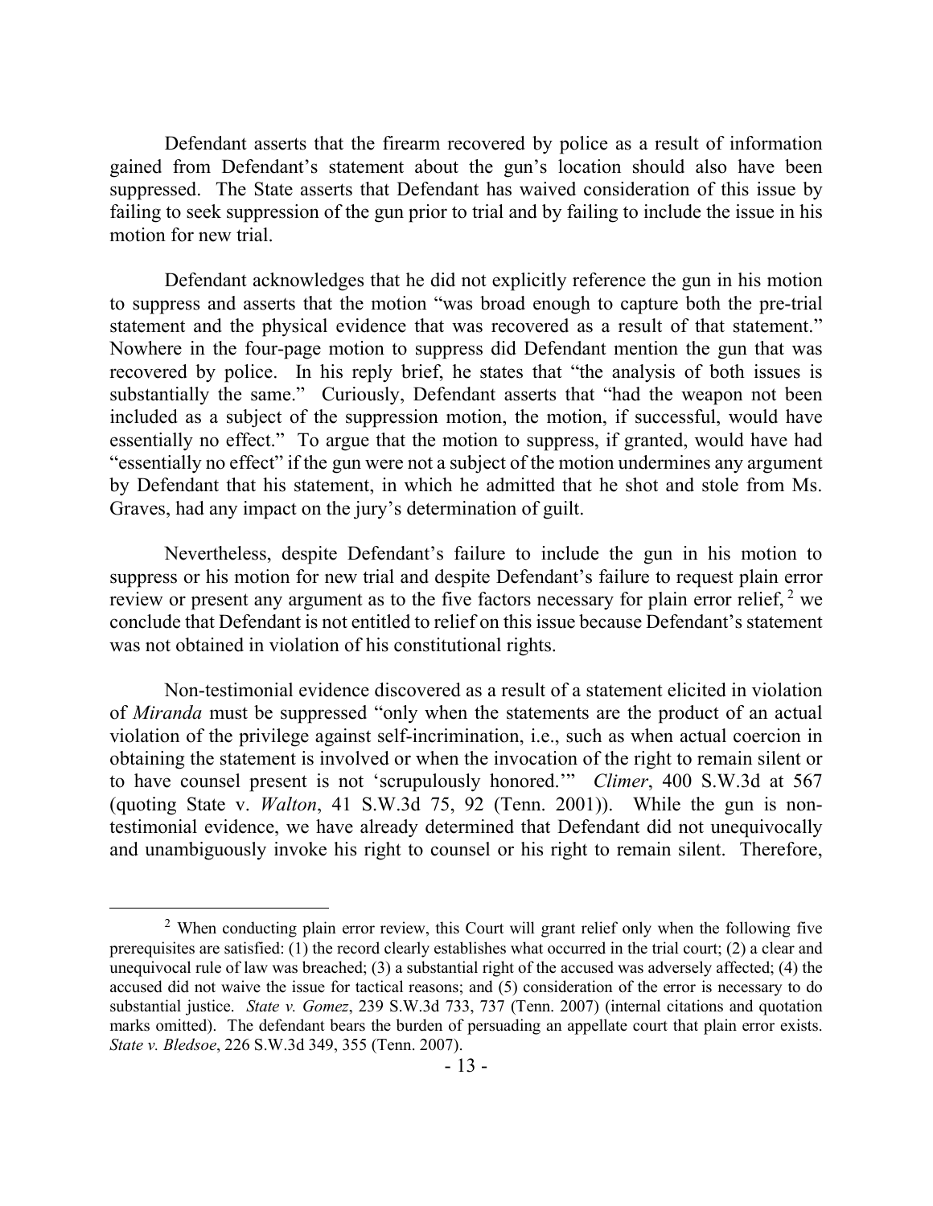Defendant asserts that the firearm recovered by police as a result of information gained from Defendant's statement about the gun's location should also have been suppressed. The State asserts that Defendant has waived consideration of this issue by failing to seek suppression of the gun prior to trial and by failing to include the issue in his motion for new trial.

Defendant acknowledges that he did not explicitly reference the gun in his motion to suppress and asserts that the motion "was broad enough to capture both the pre-trial statement and the physical evidence that was recovered as a result of that statement." Nowhere in the four-page motion to suppress did Defendant mention the gun that was recovered by police. In his reply brief, he states that "the analysis of both issues is substantially the same." Curiously, Defendant asserts that "had the weapon not been included as a subject of the suppression motion, the motion, if successful, would have essentially no effect." To argue that the motion to suppress, if granted, would have had "essentially no effect" if the gun were not a subject of the motion undermines any argument by Defendant that his statement, in which he admitted that he shot and stole from Ms. Graves, had any impact on the jury's determination of guilt.

Nevertheless, despite Defendant's failure to include the gun in his motion to suppress or his motion for new trial and despite Defendant's failure to request plain error review or present any argument as to the five factors necessary for plain error relief, [2] we conclude that Defendant is not entitled to relief on this issue because Defendant's statement was not obtained in violation of his constitutional rights.

Non-testimonial evidence discovered as a result of a statement elicited in violation of *Miranda* must be suppressed "only when the statements are the product of an actual violation of the privilege against self-incrimination, i.e., such as when actual coercion in obtaining the statement is involved or when the invocation of the right to remain silent or to have counsel present is not 'scrupulously honored.'" *Climer*, 400 S.W.3d at 567 (quoting State v. *Walton*, 41 S.W.3d 75, 92 (Tenn. 2001)). While the gun is non-testimonial evidence, we have already determined that Defendant did not unequivocally and unambiguously invoke his right to counsel or his right to remain silent. Therefore,

---

[2] When conducting plain error review, this Court will grant relief only when the following five prerequisites are satisfied: (1) the record clearly establishes what occurred in the trial court; (2) a clear and unequivocal rule of law was breached; (3) a substantial right of the accused was adversely affected; (4) the accused did not waive the issue for tactical reasons; and (5) consideration of the error is necessary to do substantial justice. *State v. Gomez*, 239 S.W.3d 733, 737 (Tenn. 2007) (internal citations and quotation marks omitted). The defendant bears the burden of persuading an appellate court that plain error exists. *State v. Bledsoe*, 226 S.W.3d 349, 355 (Tenn. 2007).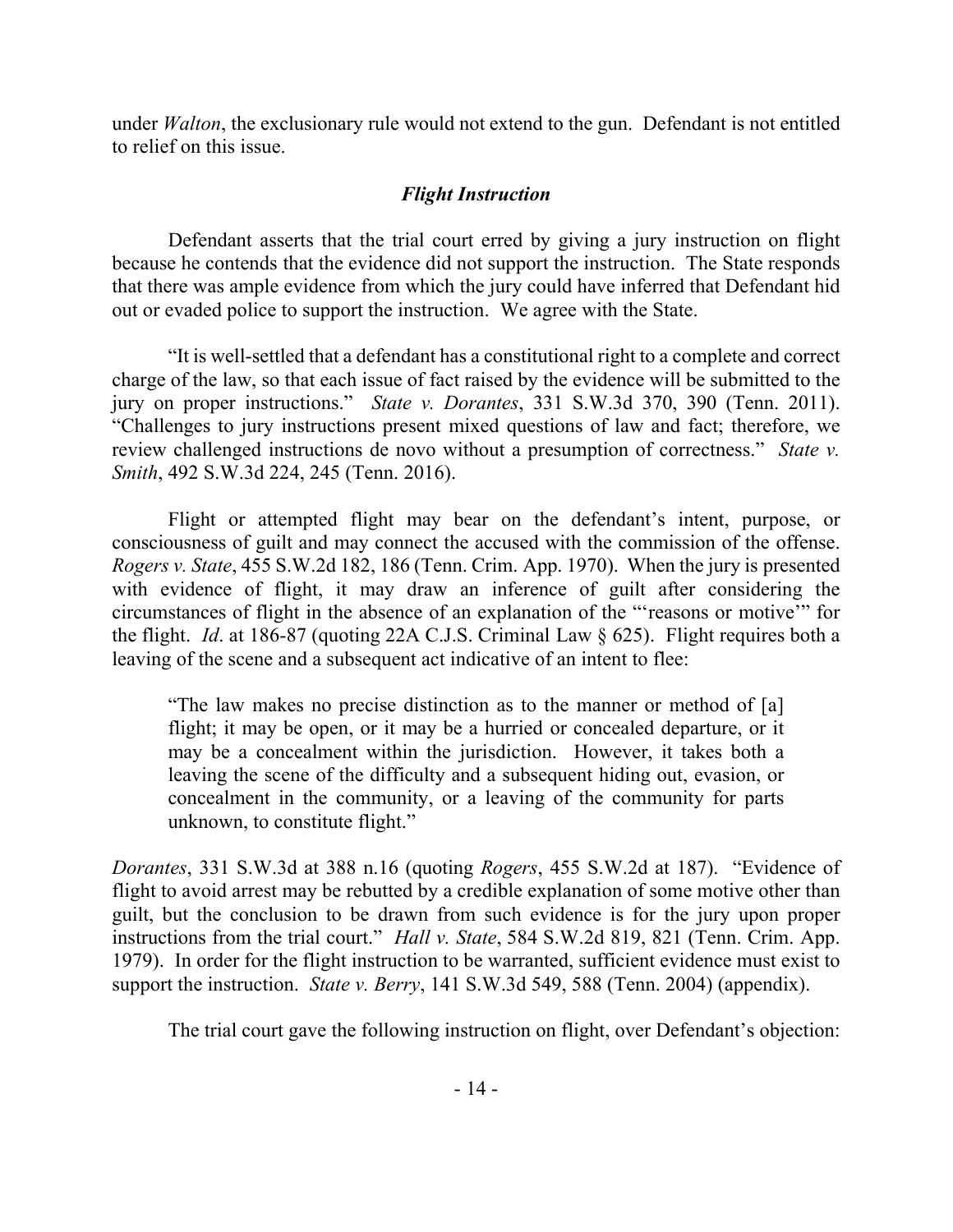under *Walton*, the exclusionary rule would not extend to the gun. Defendant is not entitled to relief on this issue.

### *Flight Instruction*

Defendant asserts that the trial court erred by giving a jury instruction on flight because he contends that the evidence did not support the instruction. The State responds that there was ample evidence from which the jury could have inferred that Defendant hid out or evaded police to support the instruction. We agree with the State.

"It is well-settled that a defendant has a constitutional right to a complete and correct charge of the law, so that each issue of fact raised by the evidence will be submitted to the jury on proper instructions." *State v. Dorantes*, 331 S.W.3d 370, 390 (Tenn. 2011). "Challenges to jury instructions present mixed questions of law and fact; therefore, we review challenged instructions de novo without a presumption of correctness." *State v. Smith*, 492 S.W.3d 224, 245 (Tenn. 2016).

Flight or attempted flight may bear on the defendant's intent, purpose, or consciousness of guilt and may connect the accused with the commission of the offense. *Rogers v. State*, 455 S.W.2d 182, 186 (Tenn. Crim. App. 1970). When the jury is presented with evidence of flight, it may draw an inference of guilt after considering the circumstances of flight in the absence of an explanation of the "'reasons or motive'" for the flight. *Id*. at 186-87 (quoting 22A C.J.S. Criminal Law § 625). Flight requires both a leaving of the scene and a subsequent act indicative of an intent to flee:

> "The law makes no precise distinction as to the manner or method of [a] flight; it may be open, or it may be a hurried or concealed departure, or it may be a concealment within the jurisdiction. However, it takes both a leaving the scene of the difficulty and a subsequent hiding out, evasion, or concealment in the community, or a leaving of the community for parts unknown, to constitute flight."

*Dorantes*, 331 S.W.3d at 388 n.16 (quoting *Rogers*, 455 S.W.2d at 187). "Evidence of flight to avoid arrest may be rebutted by a credible explanation of some motive other than guilt, but the conclusion to be drawn from such evidence is for the jury upon proper instructions from the trial court." *Hall v. State*, 584 S.W.2d 819, 821 (Tenn. Crim. App. 1979). In order for the flight instruction to be warranted, sufficient evidence must exist to support the instruction. *State v. Berry*, 141 S.W.3d 549, 588 (Tenn. 2004) (appendix).

The trial court gave the following instruction on flight, over Defendant's objection: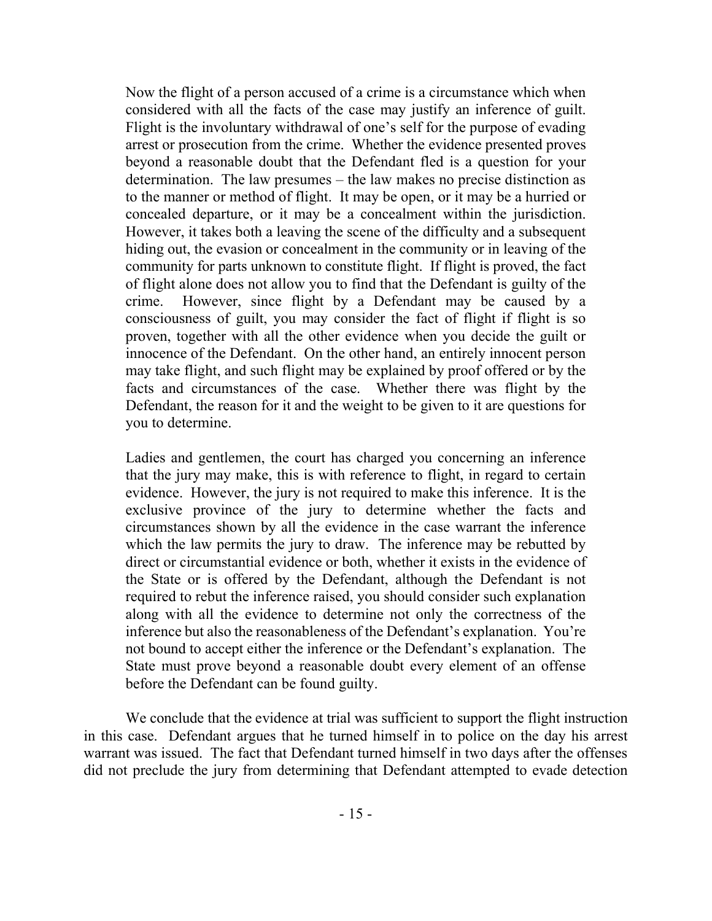> Now the flight of a person accused of a crime is a circumstance which when considered with all the facts of the case may justify an inference of guilt. Flight is the involuntary withdrawal of one's self for the purpose of evading arrest or prosecution from the crime. Whether the evidence presented proves beyond a reasonable doubt that the Defendant fled is a question for your determination. The law presumes – the law makes no precise distinction as to the manner or method of flight. It may be open, or it may be a hurried or concealed departure, or it may be a concealment within the jurisdiction. However, it takes both a leaving the scene of the difficulty and a subsequent hiding out, the evasion or concealment in the community or in leaving of the community for parts unknown to constitute flight. If flight is proved, the fact of flight alone does not allow you to find that the Defendant is guilty of the crime. However, since flight by a Defendant may be caused by a consciousness of guilt, you may consider the fact of flight if flight is so proven, together with all the other evidence when you decide the guilt or innocence of the Defendant. On the other hand, an entirely innocent person may take flight, and such flight may be explained by proof offered or by the facts and circumstances of the case. Whether there was flight by the Defendant, the reason for it and the weight to be given to it are questions for you to determine.
>
> Ladies and gentlemen, the court has charged you concerning an inference that the jury may make, this is with reference to flight, in regard to certain evidence. However, the jury is not required to make this inference. It is the exclusive province of the jury to determine whether the facts and circumstances shown by all the evidence in the case warrant the inference which the law permits the jury to draw. The inference may be rebutted by direct or circumstantial evidence or both, whether it exists in the evidence of the State or is offered by the Defendant, although the Defendant is not required to rebut the inference raised, you should consider such explanation along with all the evidence to determine not only the correctness of the inference but also the reasonableness of the Defendant's explanation. You're not bound to accept either the inference or the Defendant's explanation. The State must prove beyond a reasonable doubt every element of an offense before the Defendant can be found guilty.

We conclude that the evidence at trial was sufficient to support the flight instruction in this case. Defendant argues that he turned himself in to police on the day his arrest warrant was issued. The fact that Defendant turned himself in two days after the offenses did not preclude the jury from determining that Defendant attempted to evade detection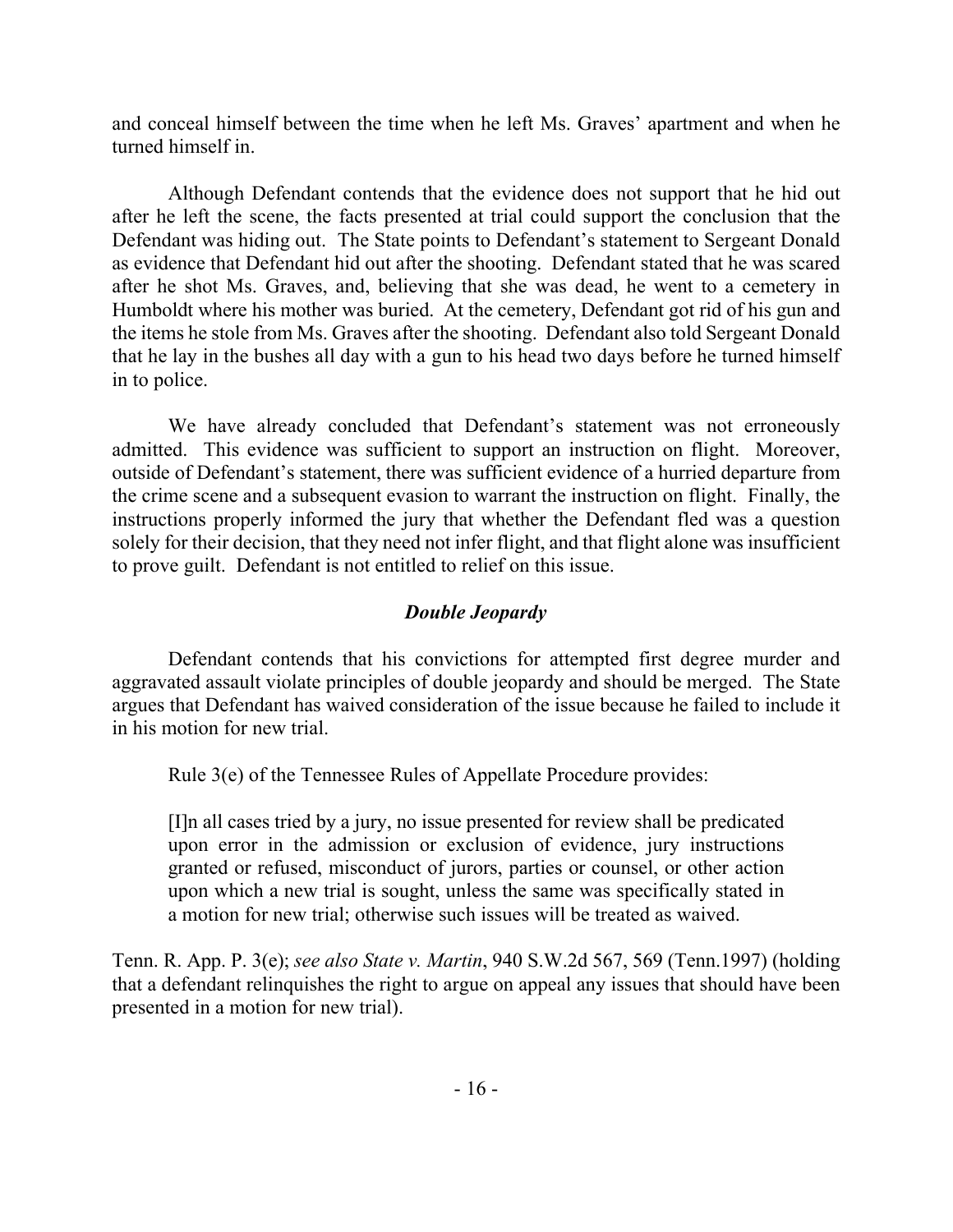and conceal himself between the time when he left Ms. Graves' apartment and when he turned himself in.

Although Defendant contends that the evidence does not support that he hid out after he left the scene, the facts presented at trial could support the conclusion that the Defendant was hiding out. The State points to Defendant's statement to Sergeant Donald as evidence that Defendant hid out after the shooting. Defendant stated that he was scared after he shot Ms. Graves, and, believing that she was dead, he went to a cemetery in Humboldt where his mother was buried. At the cemetery, Defendant got rid of his gun and the items he stole from Ms. Graves after the shooting. Defendant also told Sergeant Donald that he lay in the bushes all day with a gun to his head two days before he turned himself in to police.

We have already concluded that Defendant's statement was not erroneously admitted. This evidence was sufficient to support an instruction on flight. Moreover, outside of Defendant's statement, there was sufficient evidence of a hurried departure from the crime scene and a subsequent evasion to warrant the instruction on flight. Finally, the instructions properly informed the jury that whether the Defendant fled was a question solely for their decision, that they need not infer flight, and that flight alone was insufficient to prove guilt. Defendant is not entitled to relief on this issue.

### *Double Jeopardy*

Defendant contends that his convictions for attempted first degree murder and aggravated assault violate principles of double jeopardy and should be merged. The State argues that Defendant has waived consideration of the issue because he failed to include it in his motion for new trial.

Rule 3(e) of the Tennessee Rules of Appellate Procedure provides:

> [I]n all cases tried by a jury, no issue presented for review shall be predicated upon error in the admission or exclusion of evidence, jury instructions granted or refused, misconduct of jurors, parties or counsel, or other action upon which a new trial is sought, unless the same was specifically stated in a motion for new trial; otherwise such issues will be treated as waived.

Tenn. R. App. P. 3(e); *see also State v. Martin*, 940 S.W.2d 567, 569 (Tenn.1997) (holding that a defendant relinquishes the right to argue on appeal any issues that should have been presented in a motion for new trial).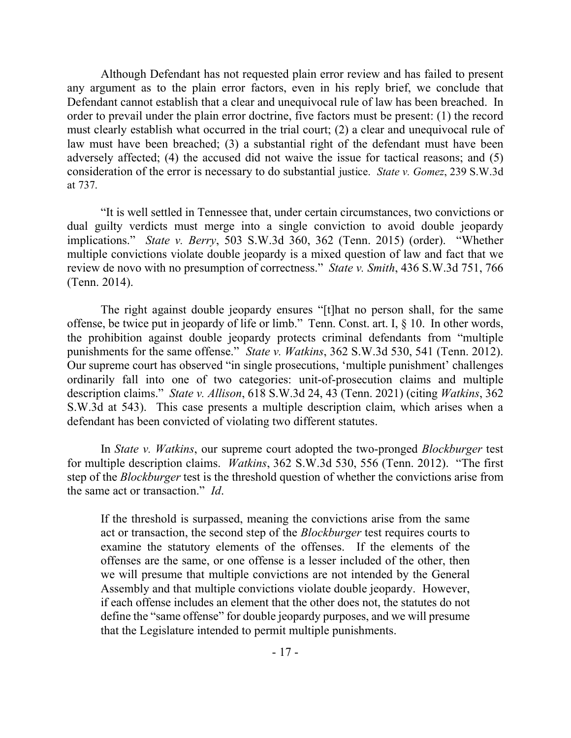Although Defendant has not requested plain error review and has failed to present any argument as to the plain error factors, even in his reply brief, we conclude that Defendant cannot establish that a clear and unequivocal rule of law has been breached. In order to prevail under the plain error doctrine, five factors must be present: (1) the record must clearly establish what occurred in the trial court; (2) a clear and unequivocal rule of law must have been breached; (3) a substantial right of the defendant must have been adversely affected; (4) the accused did not waive the issue for tactical reasons; and (5) consideration of the error is necessary to do substantial justice. *State v. Gomez*, 239 S.W.3d at 737.

"It is well settled in Tennessee that, under certain circumstances, two convictions or dual guilty verdicts must merge into a single conviction to avoid double jeopardy implications." *State v. Berry*, 503 S.W.3d 360, 362 (Tenn. 2015) (order). "Whether multiple convictions violate double jeopardy is a mixed question of law and fact that we review de novo with no presumption of correctness." *State v. Smith*, 436 S.W.3d 751, 766 (Tenn. 2014).

The right against double jeopardy ensures "[t]hat no person shall, for the same offense, be twice put in jeopardy of life or limb." Tenn. Const. art. I, § 10. In other words, the prohibition against double jeopardy protects criminal defendants from "multiple punishments for the same offense." *State v. Watkins*, 362 S.W.3d 530, 541 (Tenn. 2012). Our supreme court has observed "in single prosecutions, 'multiple punishment' challenges ordinarily fall into one of two categories: unit-of-prosecution claims and multiple description claims." *State v. Allison*, 618 S.W.3d 24, 43 (Tenn. 2021) (citing *Watkins*, 362 S.W.3d at 543). This case presents a multiple description claim, which arises when a defendant has been convicted of violating two different statutes.

In *State v. Watkins*, our supreme court adopted the two-pronged *Blockburger* test for multiple description claims. *Watkins*, 362 S.W.3d 530, 556 (Tenn. 2012). "The first step of the *Blockburger* test is the threshold question of whether the convictions arise from the same act or transaction." *Id*.

> If the threshold is surpassed, meaning the convictions arise from the same act or transaction, the second step of the *Blockburger* test requires courts to examine the statutory elements of the offenses. If the elements of the offenses are the same, or one offense is a lesser included of the other, then we will presume that multiple convictions are not intended by the General Assembly and that multiple convictions violate double jeopardy. However, if each offense includes an element that the other does not, the statutes do not define the "same offense" for double jeopardy purposes, and we will presume that the Legislature intended to permit multiple punishments.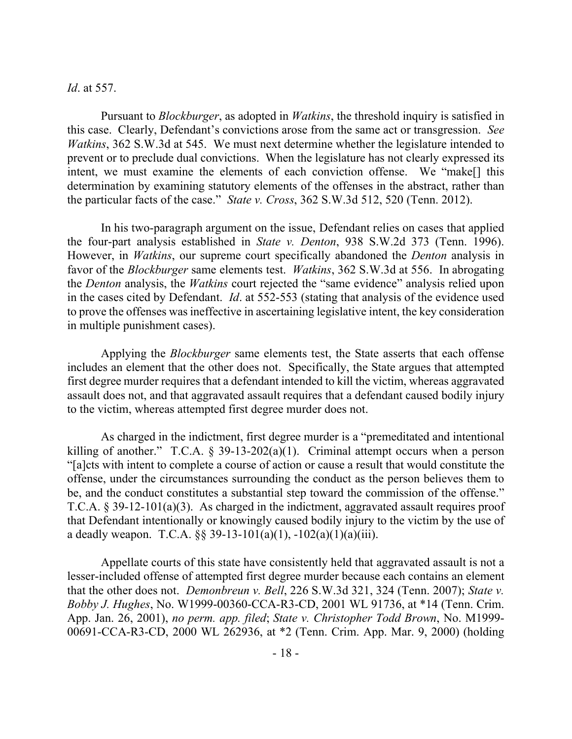*Id*. at 557.

Pursuant to *Blockburger*, as adopted in *Watkins*, the threshold inquiry is satisfied in this case. Clearly, Defendant's convictions arose from the same act or transgression. *See Watkins*, 362 S.W.3d at 545. We must next determine whether the legislature intended to prevent or to preclude dual convictions. When the legislature has not clearly expressed its intent, we must examine the elements of each conviction offense. We "make[] this determination by examining statutory elements of the offenses in the abstract, rather than the particular facts of the case." *State v. Cross*, 362 S.W.3d 512, 520 (Tenn. 2012).

In his two-paragraph argument on the issue, Defendant relies on cases that applied the four-part analysis established in *State v. Denton*, 938 S.W.2d 373 (Tenn. 1996). However, in *Watkins*, our supreme court specifically abandoned the *Denton* analysis in favor of the *Blockburger* same elements test. *Watkins*, 362 S.W.3d at 556. In abrogating the *Denton* analysis, the *Watkins* court rejected the "same evidence" analysis relied upon in the cases cited by Defendant. *Id*. at 552-553 (stating that analysis of the evidence used to prove the offenses was ineffective in ascertaining legislative intent, the key consideration in multiple punishment cases).

Applying the *Blockburger* same elements test, the State asserts that each offense includes an element that the other does not. Specifically, the State argues that attempted first degree murder requires that a defendant intended to kill the victim, whereas aggravated assault does not, and that aggravated assault requires that a defendant caused bodily injury to the victim, whereas attempted first degree murder does not.

As charged in the indictment, first degree murder is a "premeditated and intentional killing of another." T.C.A. § 39-13-202(a)(1). Criminal attempt occurs when a person "[a]cts with intent to complete a course of action or cause a result that would constitute the offense, under the circumstances surrounding the conduct as the person believes them to be, and the conduct constitutes a substantial step toward the commission of the offense." T.C.A. § 39-12-101(a)(3). As charged in the indictment, aggravated assault requires proof that Defendant intentionally or knowingly caused bodily injury to the victim by the use of a deadly weapon. T.C.A. §§ 39-13-101(a)(1), -102(a)(1)(a)(iii).

Appellate courts of this state have consistently held that aggravated assault is not a lesser-included offense of attempted first degree murder because each contains an element that the other does not. *Demonbreun v. Bell*, 226 S.W.3d 321, 324 (Tenn. 2007); *State v. Bobby J. Hughes*, No. W1999-00360-CCA-R3-CD, 2001 WL 91736, at *14 (Tenn. Crim. App. Jan. 26, 2001), *no perm. app. filed*; *State v. Christopher Todd Brown*, No. M1999-00691-CCA-R3-CD, 2000 WL 262936, at *2 (Tenn. Crim. App. Mar. 9, 2000) (holding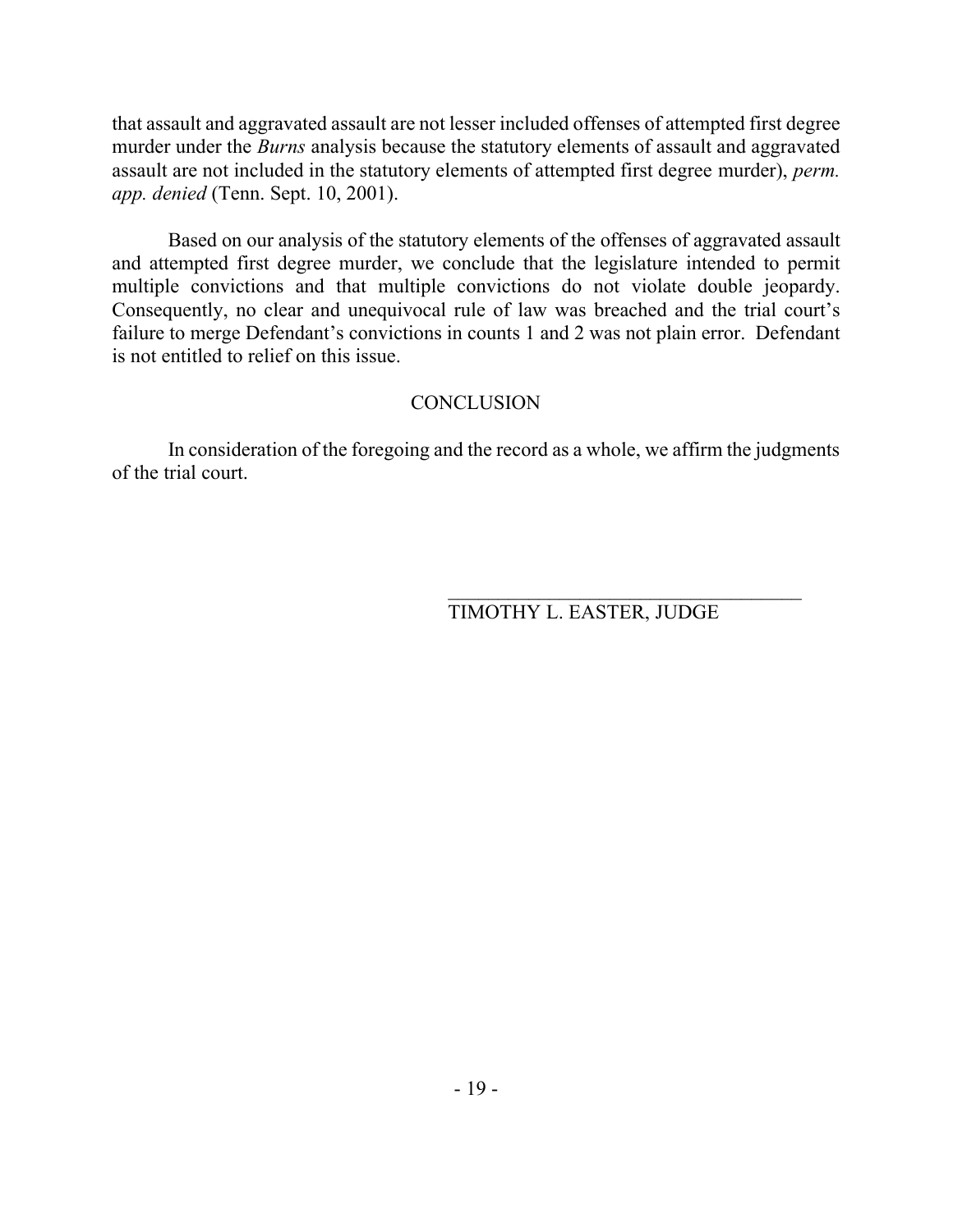that assault and aggravated assault are not lesser included offenses of attempted first degree murder under the *Burns* analysis because the statutory elements of assault and aggravated assault are not included in the statutory elements of attempted first degree murder), *perm. app. denied* (Tenn. Sept. 10, 2001).

Based on our analysis of the statutory elements of the offenses of aggravated assault and attempted first degree murder, we conclude that the legislature intended to permit multiple convictions and that multiple convictions do not violate double jeopardy. Consequently, no clear and unequivocal rule of law was breached and the trial court's failure to merge Defendant's convictions in counts 1 and 2 was not plain error. Defendant is not entitled to relief on this issue.

## CONCLUSION

In consideration of the foregoing and the record as a whole, we affirm the judgments of the trial court.

\_\_\_\_\_\_\_\_\_\_\_\_\_\_\_\_\_\_\_\_\_\_\_\_\_\_\_\_\_\_\_\_\_\_\_\_
TIMOTHY L. EASTER, JUDGE